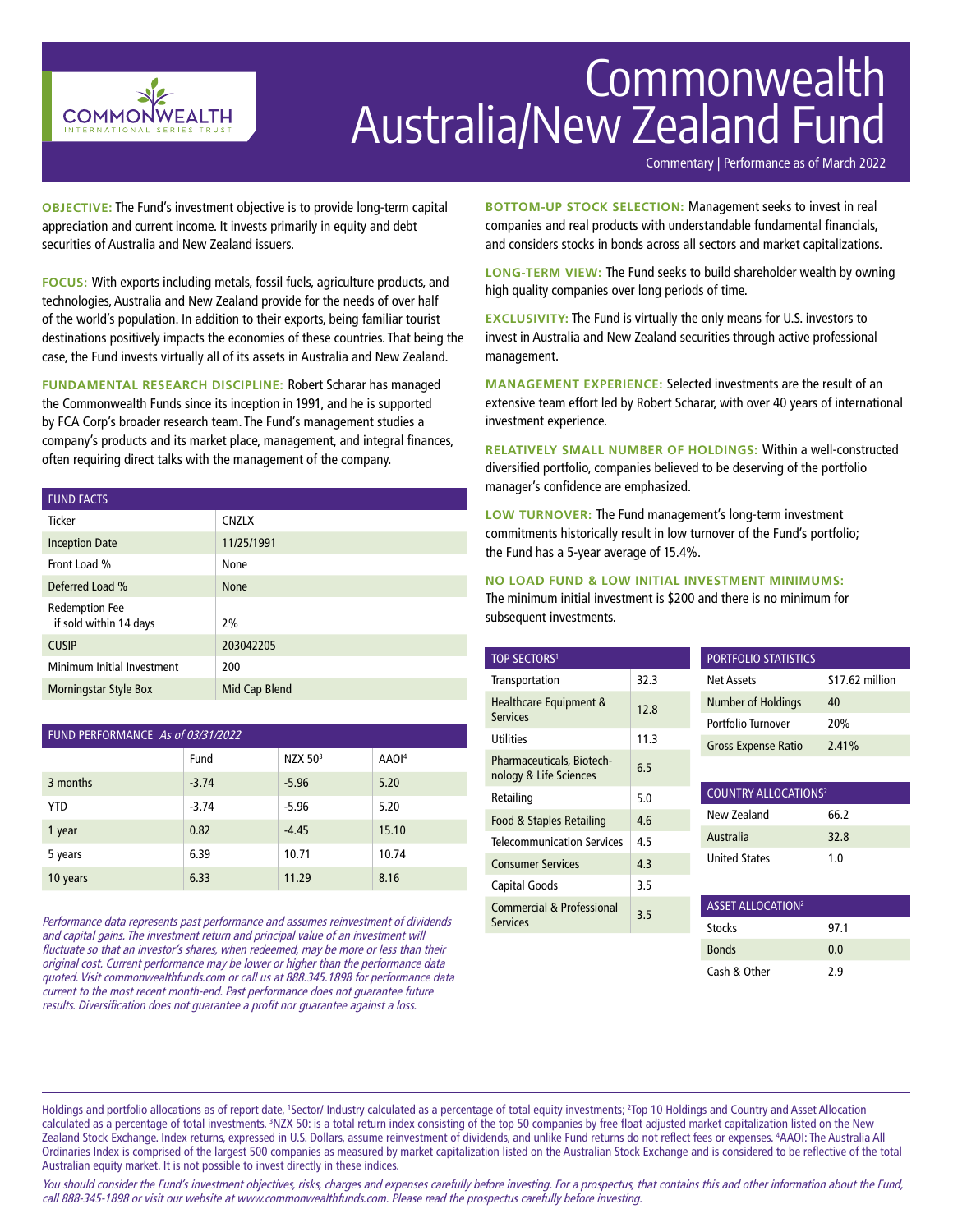# Commonwealth Australia/New Zealand Fund

Commentary | Performance as of March 2022

**OBJECTIVE:** The Fund's investment objective is to provide long-term capital appreciation and current income. It invests primarily in equity and debt securities of Australia and New Zealand issuers.

**FOCUS:** With exports including metals, fossil fuels, agriculture products, and technologies, Australia and New Zealand provide for the needs of over half of the world's population. In addition to their exports, being familiar tourist destinations positively impacts the economies of these countries. That being the case, the Fund invests virtually all of its assets in Australia and New Zealand.

**FUNDAMENTAL RESEARCH DISCIPLINE:** Robert Scharar has managed the Commonwealth Funds since its inception in 1991, and he is supported by FCA Corp's broader research team. The Fund's management studies a company's products and its market place, management, and integral finances, often requiring direct talks with the management of the company.

| FUND FACTS | |
|---|---|
| Ticker | CNZLX |
| Inception Date | 11/25/1991 |
| Front Load % | None |
| Deferred Load % | None |
| Redemption Fee if sold within 14 days | 2% |
| CUSIP | 203042205 |
| Minimum Initial Investment | 200 |
| Morningstar Style Box | Mid Cap Blend |

| FUND PERFORMANCE *As of 03/31/2022* | Fund | NZX 50[3] | AAOI[4] |
|---|---|---|---|
| 3 months | -3.74 | -5.96 | 5.20 |
| YTD | -3.74 | -5.96 | 5.20 |
| 1 year | 0.82 | -4.45 | 15.10 |
| 5 years | 6.39 | 10.71 | 10.74 |
| 10 years | 6.33 | 11.29 | 8.16 |

*Performance data represents past performance and assumes reinvestment of dividends and capital gains. The investment return and principal value of an investment will fluctuate so that an investor's shares, when redeemed, may be more or less than their original cost. Current performance may be lower or higher than the performance data quoted. Visit commonwealthfunds.com or call us at 888.345.1898 for performance data current to the most recent month-end. Past performance does not guarantee future results. Diversification does not guarantee a profit nor guarantee against a loss.*

**BOTTOM-UP STOCK SELECTION:** Management seeks to invest in real companies and real products with understandable fundamental financials, and considers stocks in bonds across all sectors and market capitalizations.

**LONG-TERM VIEW:** The Fund seeks to build shareholder wealth by owning high quality companies over long periods of time.

**EXCLUSIVITY:** The Fund is virtually the only means for U.S. investors to invest in Australia and New Zealand securities through active professional management.

**MANAGEMENT EXPERIENCE:** Selected investments are the result of an extensive team effort led by Robert Scharar, with over 40 years of international investment experience.

**RELATIVELY SMALL NUMBER OF HOLDINGS:** Within a well-constructed diversified portfolio, companies believed to be deserving of the portfolio manager's confidence are emphasized.

**LOW TURNOVER:** The Fund management's long-term investment commitments historically result in low turnover of the Fund's portfolio; the Fund has a 5-year average of 15.4%.

**NO LOAD FUND & LOW INITIAL INVESTMENT MINIMUMS:** The minimum initial investment is $200 and there is no minimum for subsequent investments.

| TOP SECTORS[1] | |
|---|---|
| Transportation | 32.3 |
| Healthcare Equipment & Services | 12.8 |
| Utilities | 11.3 |
| Pharmaceuticals, Biotechnology & Life Sciences | 6.5 |
| Retailing | 5.0 |
| Food & Staples Retailing | 4.6 |
| Telecommunication Services | 4.5 |
| Consumer Services | 4.3 |
| Capital Goods | 3.5 |
| Commercial & Professional Services | 3.5 |

| PORTFOLIO STATISTICS | |
|---|---|
| Net Assets | $17.62 million |
| Number of Holdings | 40 |
| Portfolio Turnover | 20% |
| Gross Expense Ratio | 2.41% |

| COUNTRY ALLOCATIONS[2] | |
|---|---|
| New Zealand | 66.2 |
| Australia | 32.8 |
| United States | 1.0 |

| ASSET ALLOCATION[2] | |
|---|---|
| Stocks | 97.1 |
| Bonds | 0.0 |
| Cash & Other | 2.9 |

Holdings and portfolio allocations as of report date, [1]Sector/ Industry calculated as a percentage of total equity investments; [2]Top 10 Holdings and Country and Asset Allocation calculated as a percentage of total investments. [3]NZX 50: is a total return index consisting of the top 50 companies by free float adjusted market capitalization listed on the New Zealand Stock Exchange. Index returns, expressed in U.S. Dollars, assume reinvestment of dividends, and unlike Fund returns do not reflect fees or expenses. [4]AAOI: The Australia All Ordinaries Index is comprised of the largest 500 companies as measured by market capitalization listed on the Australian Stock Exchange and is considered to be reflective of the total Australian equity market. It is not possible to invest directly in these indices.

*You should consider the Fund's investment objectives, risks, charges and expenses carefully before investing. For a prospectus, that contains this and other information about the Fund, call 888-345-1898 or visit our website at www.commonwealthfunds.com. Please read the prospectus carefully before investing.*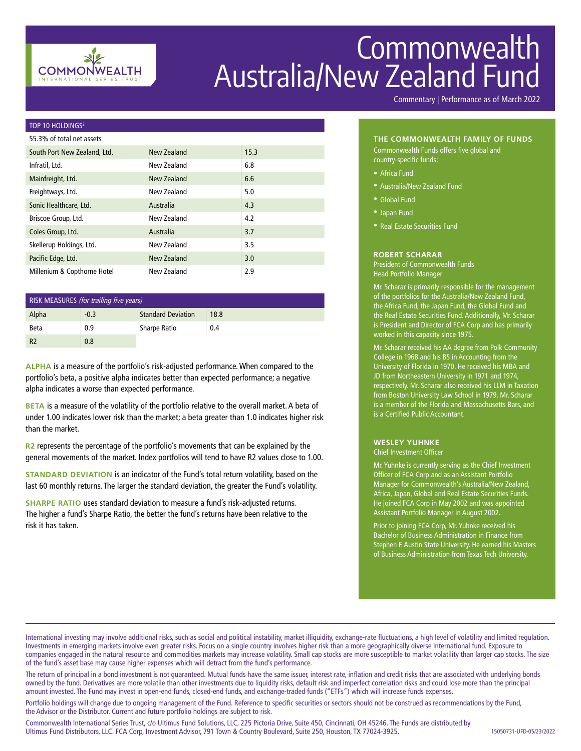# Commonwealth Australia/New Zealand Fund

Commentary | Performance as of March 2022

## TOP 10 HOLDINGS[2]

55.3% of total net assets

| | | |
|---|---|---|
| South Port New Zealand, Ltd. | New Zealand | 15.3 |
| Infratil, Ltd. | New Zealand | 6.8 |
| Mainfreight, Ltd. | New Zealand | 6.6 |
| Freightways, Ltd. | New Zealand | 5.0 |
| Sonic Healthcare, Ltd. | Australia | 4.3 |
| Briscoe Group, Ltd. | New Zealand | 4.2 |
| Coles Group, Ltd. | Australia | 3.7 |
| Skellerup Holdings, Ltd. | New Zealand | 3.5 |
| Pacific Edge, Ltd. | New Zealand | 3.0 |
| Millenium & Copthorne Hotel | New Zealand | 2.9 |

## RISK MEASURES *(for trailing five years)*

| | | | |
|---|---|---|---|
| Alpha | -0.3 | Standard Deviation | 18.8 |
| Beta | 0.9 | Sharpe Ratio | 0.4 |
| R2 | 0.8 | | |

**ALPHA** is a measure of the portfolio's risk-adjusted performance. When compared to the portfolio's beta, a positive alpha indicates better than expected performance; a negative alpha indicates a worse than expected performance.

**BETA** is a measure of the volatility of the portfolio relative to the overall market. A beta of under 1.00 indicates lower risk than the market; a beta greater than 1.0 indicates higher risk than the market.

**R2** represents the percentage of the portfolio's movements that can be explained by the general movements of the market. Index portfolios will tend to have R2 values close to 1.00.

**STANDARD DEVIATION** is an indicator of the Fund's total return volatility, based on the last 60 monthly returns. The larger the standard deviation, the greater the Fund's volatility.

**SHARPE RATIO** uses standard deviation to measure a fund's risk-adjusted returns. The higher a fund's Sharpe Ratio, the better the fund's returns have been relative to the risk it has taken.

### THE COMMONWEALTH FAMILY OF FUNDS

Commonwealth Funds offers five global and country-specific funds:

- Africa Fund
- Australia/New Zealand Fund
- Global Fund
- Japan Fund
- Real Estate Securities Fund

### ROBERT SCHARAR

President of Commonwealth Funds
Head Portfolio Manager

Mr. Scharar is primarily responsible for the management of the portfolios for the Australia/New Zealand Fund, the Africa Fund, the Japan Fund, the Global Fund and the Real Estate Securities Fund. Additionally, Mr. Scharar is President and Director of FCA Corp and has primarily worked in this capacity since 1975.

Mr. Scharar received his AA degree from Polk Community College in 1968 and his BS in Accounting from the University of Florida in 1970. He received his MBA and JD from Northeastern University in 1971 and 1974, respectively. Mr. Scharar also received his LLM in Taxation from Boston University Law School in 1979. Mr. Scharar is a member of the Florida and Massachusetts Bars, and is a Certified Public Accountant.

### WESLEY YUHNKE

Chief Investment Officer

Mr. Yuhnke is currently serving as the Chief Investment Officer of FCA Corp and as an Assistant Portfolio Manager for Commonwealth's Australia/New Zealand, Africa, Japan, Global and Real Estate Securities Funds. He joined FCA Corp in May 2002 and was appointed Assistant Portfolio Manager in August 2002.

Prior to joining FCA Corp, Mr. Yuhnke received his Bachelor of Business Administration in Finance from Stephen F. Austin State University. He earned his Masters of Business Administration from Texas Tech University.

---

International investing may involve additional risks, such as social and political instability, market illiquidity, exchange-rate fluctuations, a high level of volatility and limited regulation. Investments in emerging markets involve even greater risks. Focus on a single country involves higher risk than a more geographically diverse international fund. Exposure to companies engaged in the natural resource and commodities markets may increase volatility. Small cap stocks are more susceptible to market volatility than larger cap stocks. The size of the fund's asset base may cause higher expenses which will detract from the fund's performance.

The return of principal in a bond investment is not guaranteed. Mutual funds have the same issuer, interest rate, inflation and credit risks that are associated with underlying bonds owned by the fund. Derivatives are more volatile than other investments due to liquidity risks, default risk and imperfect correlation risks and could lose more than the principal amount invested. The Fund may invest in open-end funds, closed-end funds, and exchange-traded funds ("ETFs") which will increase funds expenses.

Portfolio holdings will change due to ongoing management of the Fund. Reference to specific securities or sectors should not be construed as recommendations by the Fund, the Advisor or the Distributor. Current and future portfolio holdings are subject to risk.

Commonwealth International Series Trust, c/o Ultimus Fund Solutions, LLC, 225 Pictoria Drive, Suite 450, Cincinnati, OH 45246. The Funds are distributed by Ultimus Fund Distributors, LLC. FCA Corp, Investment Advisor, 791 Town & Country Boulevard, Suite 250, Houston, TX 77024-3925.

15050731-UFD-05/23/2022